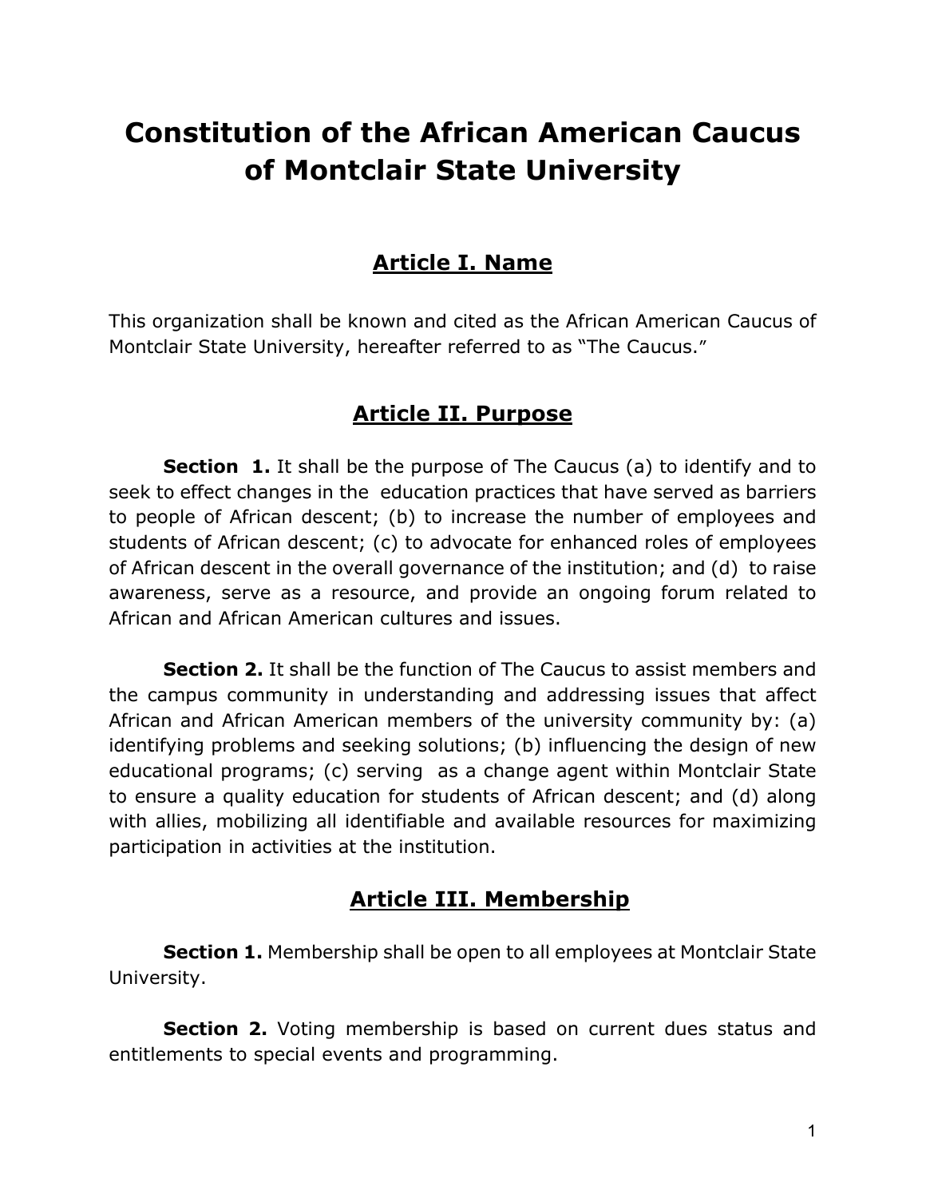# Constitution of the African American Caucus of Montclair State University

## Article I. Name

This organization shall be known and cited as the African American Caucus of Montclair State University, hereafter referred to as "The Caucus."

## Article II. Purpose

**Section 1.** It shall be the purpose of The Caucus (a) to identify and to seek to effect changes in the education practices that have served as barriers to people of African descent; (b) to increase the number of employees and students of African descent; (c) to advocate for enhanced roles of employees of African descent in the overall governance of the institution; and (d) to raise awareness, serve as a resource, and provide an ongoing forum related to African and African American cultures and issues.

**Section 2.** It shall be the function of The Caucus to assist members and the campus community in understanding and addressing issues that affect African and African American members of the university community by: (a) identifying problems and seeking solutions; (b) influencing the design of new educational programs; (c) serving as a change agent within Montclair State to ensure a quality education for students of African descent; and (d) along with allies, mobilizing all identifiable and available resources for maximizing participation in activities at the institution.

## Article III. Membership

**Section 1.** Membership shall be open to all employees at Montclair State University.

**Section 2.** Voting membership is based on current dues status and entitlements to special events and programming.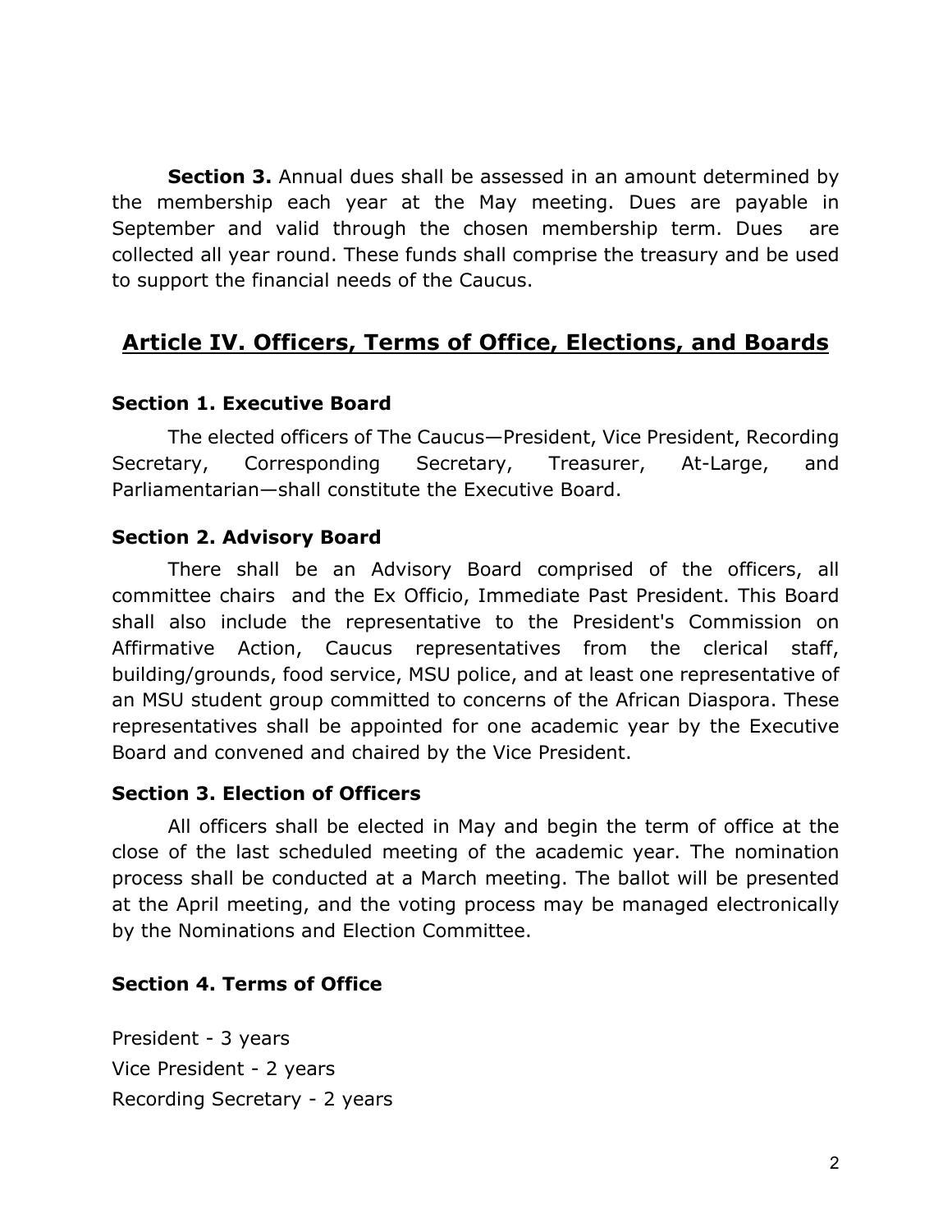**Section 3.** Annual dues shall be assessed in an amount determined by the membership each year at the May meeting. Dues are payable in September and valid through the chosen membership term. Dues are collected all year round. These funds shall comprise the treasury and be used to support the financial needs of the Caucus.

## Article IV. Officers, Terms of Office, Elections, and Boards

### Section 1. Executive Board

The elected officers of The Caucus—President, Vice President, Recording Secretary, Corresponding Secretary, Treasurer, At-Large, and Parliamentarian—shall constitute the Executive Board.

### Section 2. Advisory Board

There shall be an Advisory Board comprised of the officers, all committee chairs and the Ex Officio, Immediate Past President. This Board shall also include the representative to the President's Commission on Affirmative Action, Caucus representatives from the clerical staff, building/grounds, food service, MSU police, and at least one representative of an MSU student group committed to concerns of the African Diaspora. These representatives shall be appointed for one academic year by the Executive Board and convened and chaired by the Vice President.

### Section 3. Election of Officers

All officers shall be elected in May and begin the term of office at the close of the last scheduled meeting of the academic year. The nomination process shall be conducted at a March meeting. The ballot will be presented at the April meeting, and the voting process may be managed electronically by the Nominations and Election Committee.

### Section 4. Terms of Office

President - 3 years
Vice President - 2 years
Recording Secretary - 2 years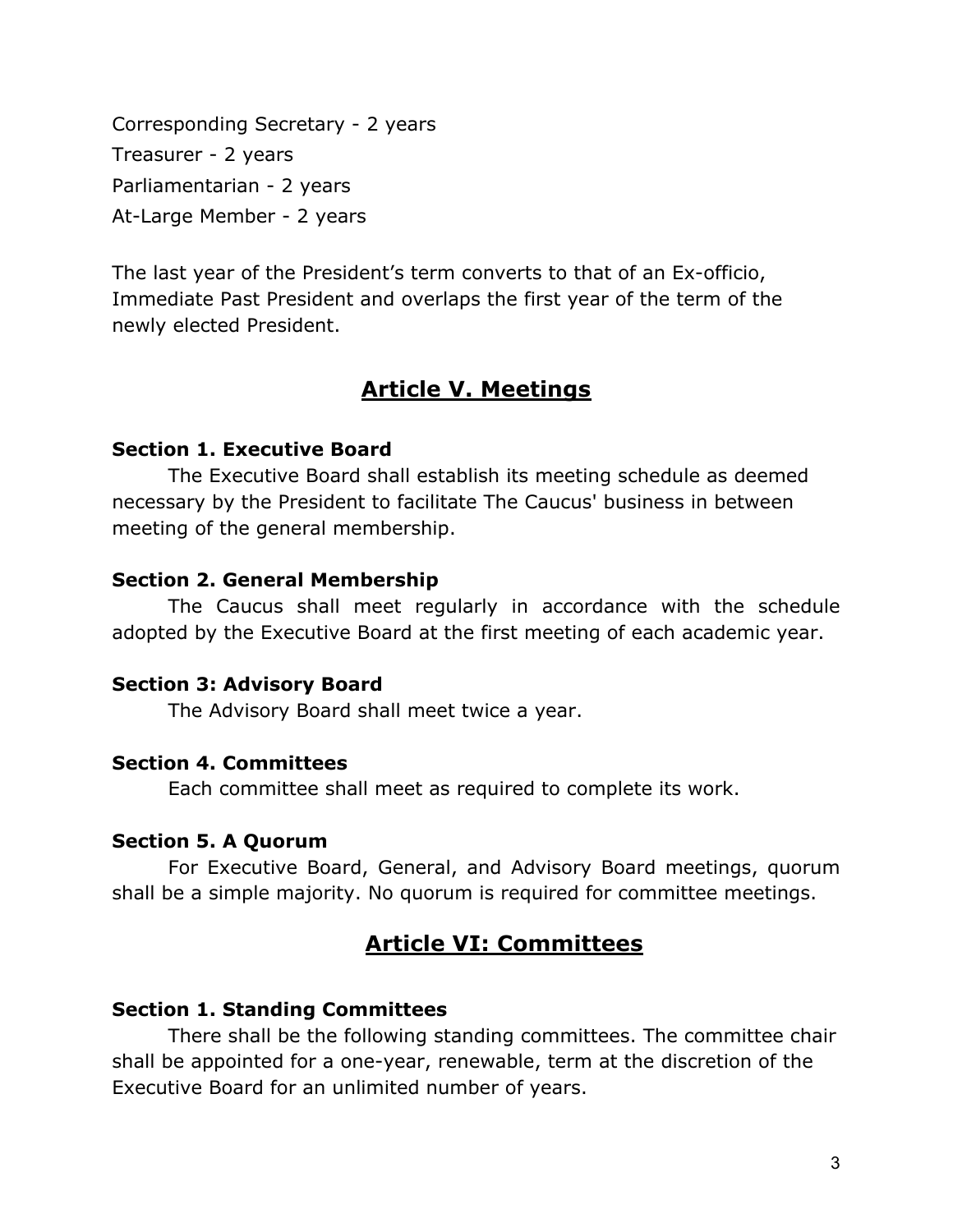Corresponding Secretary - 2 years

Treasurer - 2 years

Parliamentarian - 2 years

At-Large Member - 2 years

The last year of the President's term converts to that of an Ex-officio, Immediate Past President and overlaps the first year of the term of the newly elected President.

## Article V. Meetings

**Section 1. Executive Board**

The Executive Board shall establish its meeting schedule as deemed necessary by the President to facilitate The Caucus' business in between meeting of the general membership.

**Section 2. General Membership**

The Caucus shall meet regularly in accordance with the schedule adopted by the Executive Board at the first meeting of each academic year.

**Section 3: Advisory Board**

The Advisory Board shall meet twice a year.

**Section 4. Committees**

Each committee shall meet as required to complete its work.

**Section 5. A Quorum**

For Executive Board, General, and Advisory Board meetings, quorum shall be a simple majority. No quorum is required for committee meetings.

## Article VI: Committees

**Section 1. Standing Committees**

There shall be the following standing committees. The committee chair shall be appointed for a one-year, renewable, term at the discretion of the Executive Board for an unlimited number of years.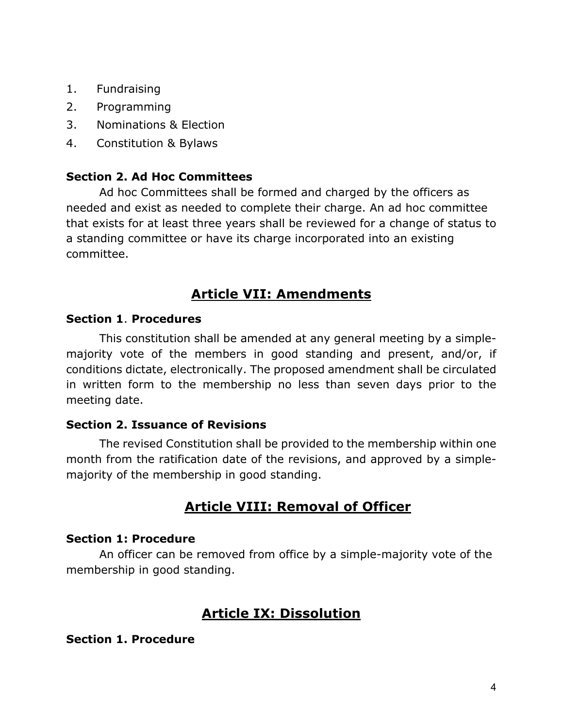1. Fundraising
2. Programming
3. Nominations & Election
4. Constitution & Bylaws

**Section 2. Ad Hoc Committees**

Ad hoc Committees shall be formed and charged by the officers as needed and exist as needed to complete their charge. An ad hoc committee that exists for at least three years shall be reviewed for a change of status to a standing committee or have its charge incorporated into an existing committee.

## Article VII: Amendments

**Section 1**. **Procedures**

This constitution shall be amended at any general meeting by a simple-majority vote of the members in good standing and present, and/or, if conditions dictate, electronically. The proposed amendment shall be circulated in written form to the membership no less than seven days prior to the meeting date.

**Section 2. Issuance of Revisions**

The revised Constitution shall be provided to the membership within one month from the ratification date of the revisions, and approved by a simple-majority of the membership in good standing.

## Article VIII: Removal of Officer

**Section 1: Procedure**

An officer can be removed from office by a simple-majority vote of the membership in good standing.

## Article IX: Dissolution

**Section 1. Procedure**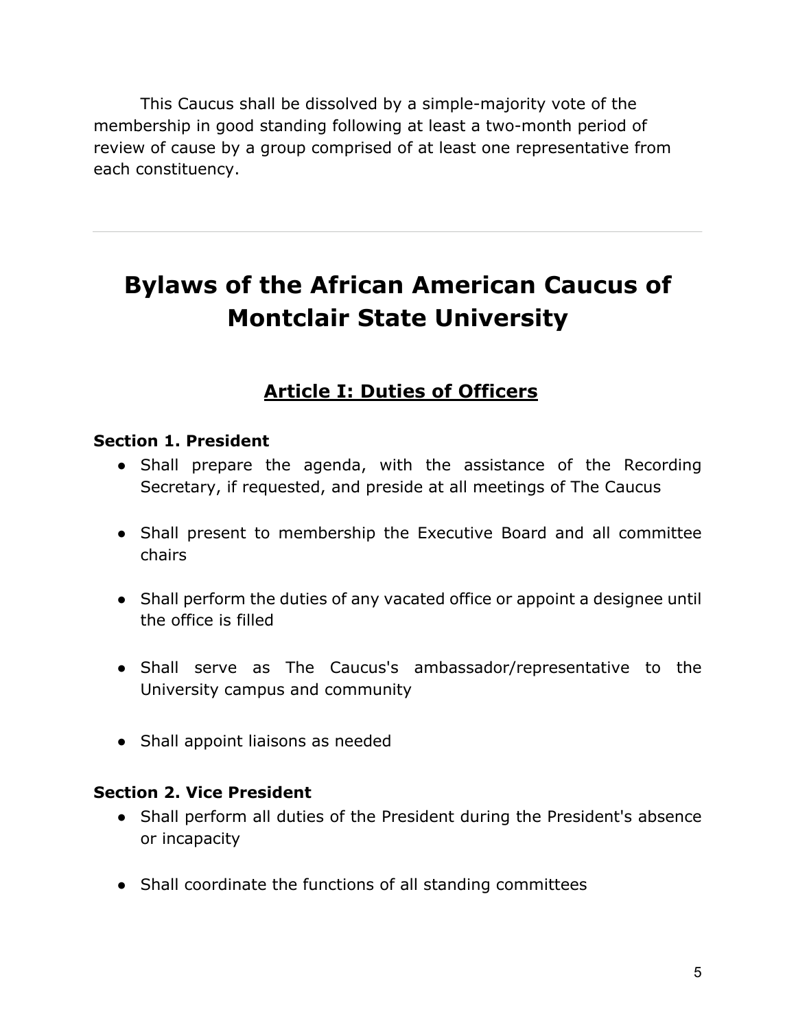This Caucus shall be dissolved by a simple-majority vote of the membership in good standing following at least a two-month period of review of cause by a group comprised of at least one representative from each constituency.

---

# Bylaws of the African American Caucus of Montclair State University

## Article I: Duties of Officers

**Section 1. President**

- Shall prepare the agenda, with the assistance of the Recording Secretary, if requested, and preside at all meetings of The Caucus
- Shall present to membership the Executive Board and all committee chairs
- Shall perform the duties of any vacated office or appoint a designee until the office is filled
- Shall serve as The Caucus's ambassador/representative to the University campus and community
- Shall appoint liaisons as needed

**Section 2. Vice President**

- Shall perform all duties of the President during the President's absence or incapacity
- Shall coordinate the functions of all standing committees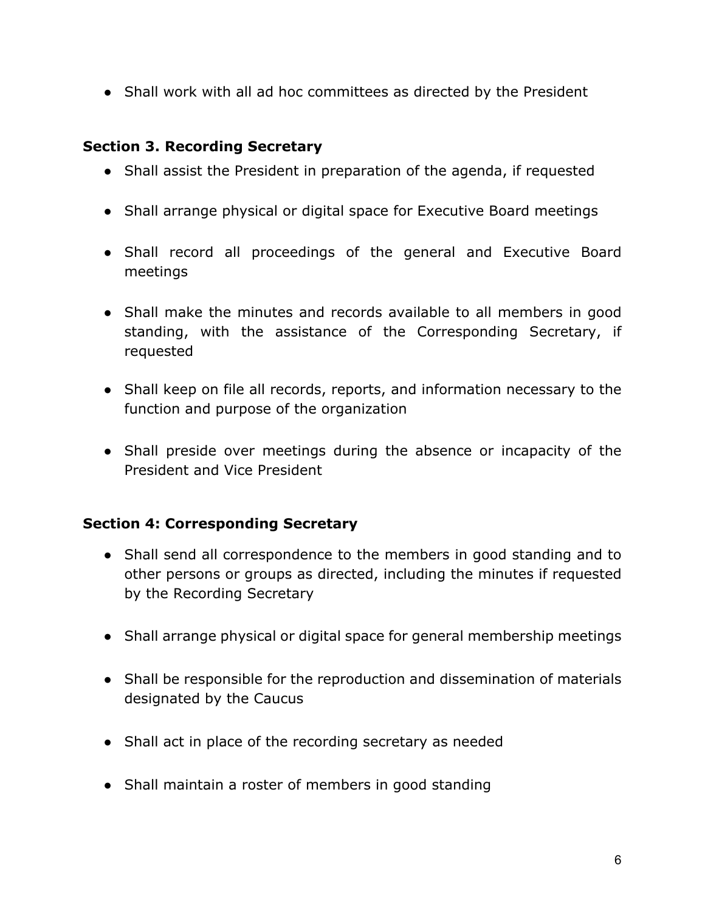- Shall work with all ad hoc committees as directed by the President

**Section 3. Recording Secretary**

- Shall assist the President in preparation of the agenda, if requested
- Shall arrange physical or digital space for Executive Board meetings
- Shall record all proceedings of the general and Executive Board meetings
- Shall make the minutes and records available to all members in good standing, with the assistance of the Corresponding Secretary, if requested
- Shall keep on file all records, reports, and information necessary to the function and purpose of the organization
- Shall preside over meetings during the absence or incapacity of the President and Vice President

**Section 4: Corresponding Secretary**

- Shall send all correspondence to the members in good standing and to other persons or groups as directed, including the minutes if requested by the Recording Secretary
- Shall arrange physical or digital space for general membership meetings
- Shall be responsible for the reproduction and dissemination of materials designated by the Caucus
- Shall act in place of the recording secretary as needed
- Shall maintain a roster of members in good standing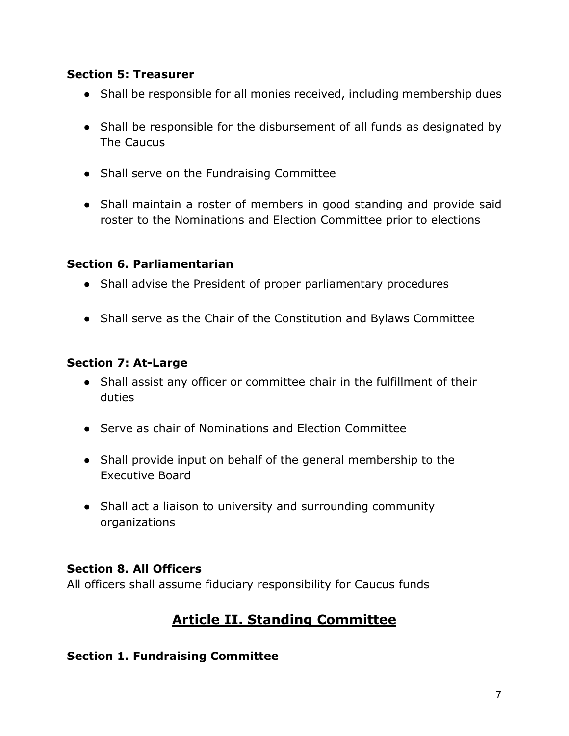### Section 5: Treasurer

- Shall be responsible for all monies received, including membership dues
- Shall be responsible for the disbursement of all funds as designated by The Caucus
- Shall serve on the Fundraising Committee
- Shall maintain a roster of members in good standing and provide said roster to the Nominations and Election Committee prior to elections

### Section 6. Parliamentarian

- Shall advise the President of proper parliamentary procedures
- Shall serve as the Chair of the Constitution and Bylaws Committee

### Section 7: At-Large

- Shall assist any officer or committee chair in the fulfillment of their duties
- Serve as chair of Nominations and Election Committee
- Shall provide input on behalf of the general membership to the Executive Board
- Shall act a liaison to university and surrounding community organizations

### Section 8. All Officers

All officers shall assume fiduciary responsibility for Caucus funds

## Article II. Standing Committee

### Section 1. Fundraising Committee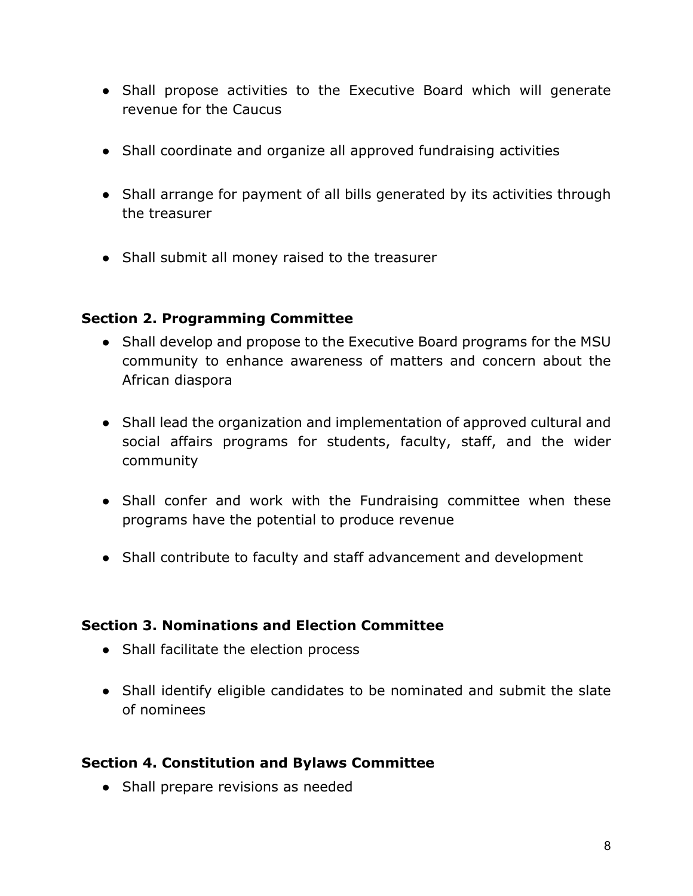- Shall propose activities to the Executive Board which will generate revenue for the Caucus

- Shall coordinate and organize all approved fundraising activities

- Shall arrange for payment of all bills generated by its activities through the treasurer

- Shall submit all money raised to the treasurer

### Section 2. Programming Committee

- Shall develop and propose to the Executive Board programs for the MSU community to enhance awareness of matters and concern about the African diaspora

- Shall lead the organization and implementation of approved cultural and social affairs programs for students, faculty, staff, and the wider community

- Shall confer and work with the Fundraising committee when these programs have the potential to produce revenue

- Shall contribute to faculty and staff advancement and development

### Section 3. Nominations and Election Committee

- Shall facilitate the election process

- Shall identify eligible candidates to be nominated and submit the slate of nominees

### Section 4. Constitution and Bylaws Committee

- Shall prepare revisions as needed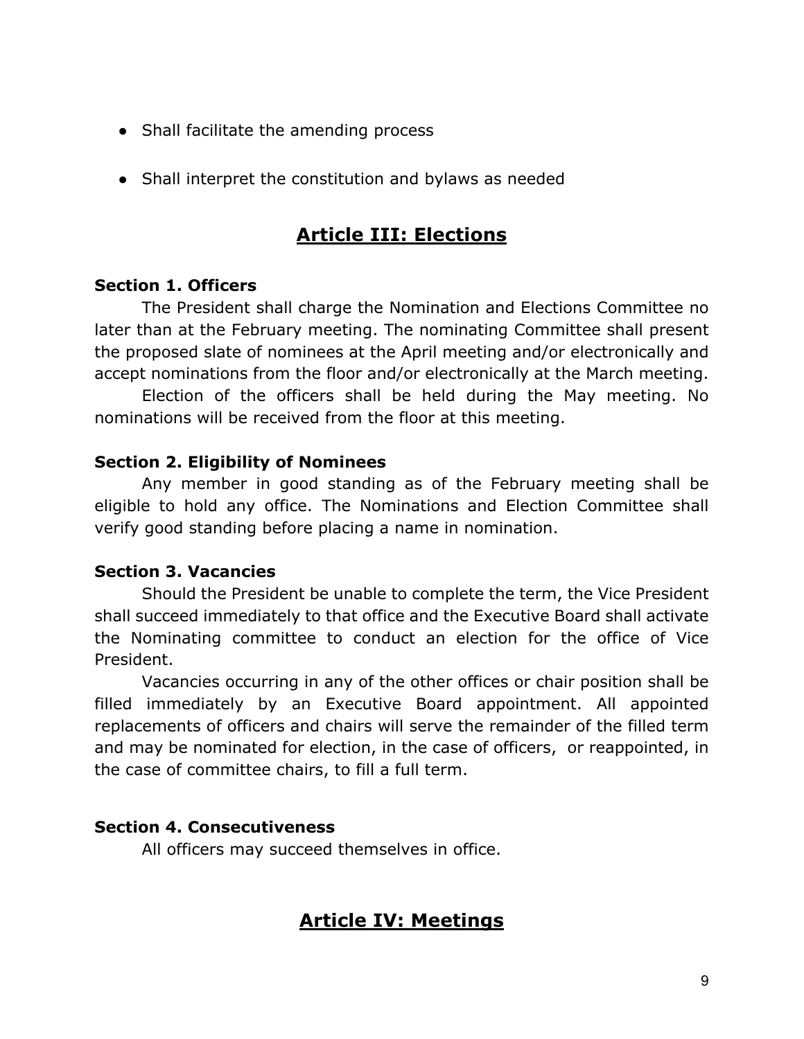- Shall facilitate the amending process
- Shall interpret the constitution and bylaws as needed

## Article III: Elections

**Section 1. Officers**

The President shall charge the Nomination and Elections Committee no later than at the February meeting. The nominating Committee shall present the proposed slate of nominees at the April meeting and/or electronically and accept nominations from the floor and/or electronically at the March meeting.

Election of the officers shall be held during the May meeting. No nominations will be received from the floor at this meeting.

**Section 2. Eligibility of Nominees**

Any member in good standing as of the February meeting shall be eligible to hold any office. The Nominations and Election Committee shall verify good standing before placing a name in nomination.

**Section 3. Vacancies**

Should the President be unable to complete the term, the Vice President shall succeed immediately to that office and the Executive Board shall activate the Nominating committee to conduct an election for the office of Vice President.

Vacancies occurring in any of the other offices or chair position shall be filled immediately by an Executive Board appointment. All appointed replacements of officers and chairs will serve the remainder of the filled term and may be nominated for election, in the case of officers, or reappointed, in the case of committee chairs, to fill a full term.

**Section 4. Consecutiveness**

All officers may succeed themselves in office.

## Article IV: Meetings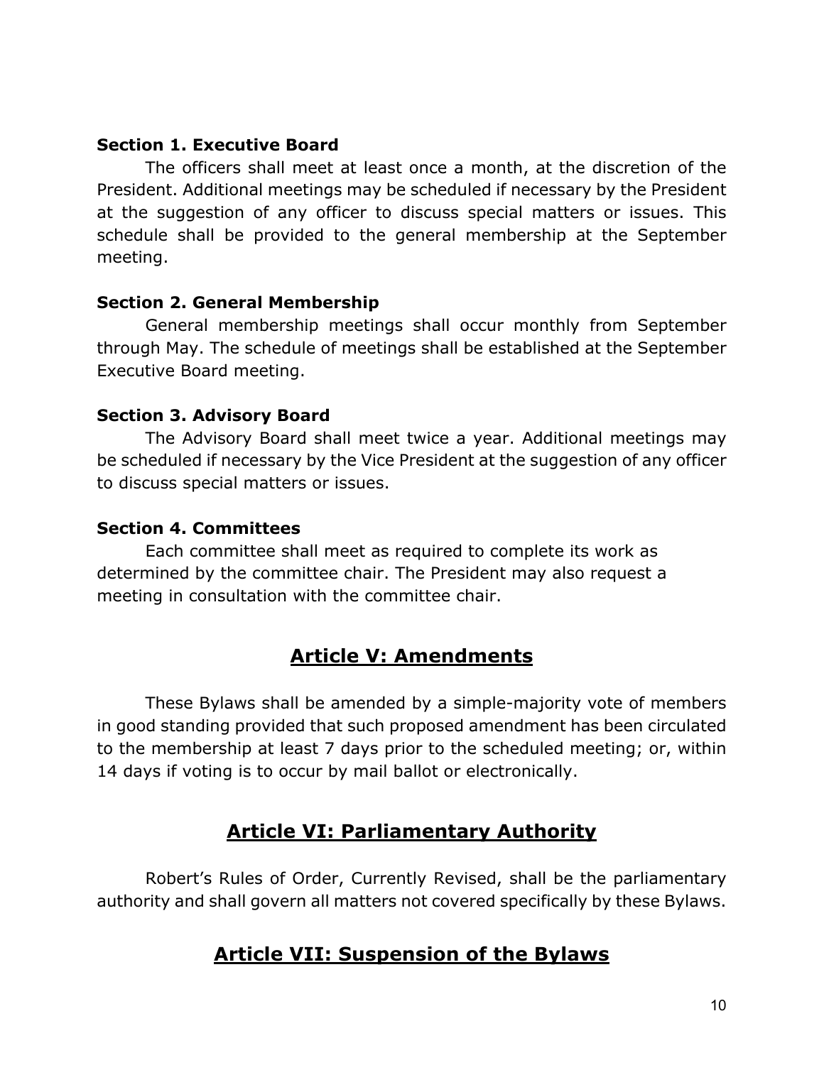### Section 1. Executive Board

The officers shall meet at least once a month, at the discretion of the President. Additional meetings may be scheduled if necessary by the President at the suggestion of any officer to discuss special matters or issues. This schedule shall be provided to the general membership at the September meeting.

### Section 2. General Membership

General membership meetings shall occur monthly from September through May. The schedule of meetings shall be established at the September Executive Board meeting.

### Section 3. Advisory Board

The Advisory Board shall meet twice a year. Additional meetings may be scheduled if necessary by the Vice President at the suggestion of any officer to discuss special matters or issues.

### Section 4. Committees

Each committee shall meet as required to complete its work as determined by the committee chair. The President may also request a meeting in consultation with the committee chair.

## Article V: Amendments

These Bylaws shall be amended by a simple-majority vote of members in good standing provided that such proposed amendment has been circulated to the membership at least 7 days prior to the scheduled meeting; or, within 14 days if voting is to occur by mail ballot or electronically.

## Article VI: Parliamentary Authority

Robert's Rules of Order, Currently Revised, shall be the parliamentary authority and shall govern all matters not covered specifically by these Bylaws.

## Article VII: Suspension of the Bylaws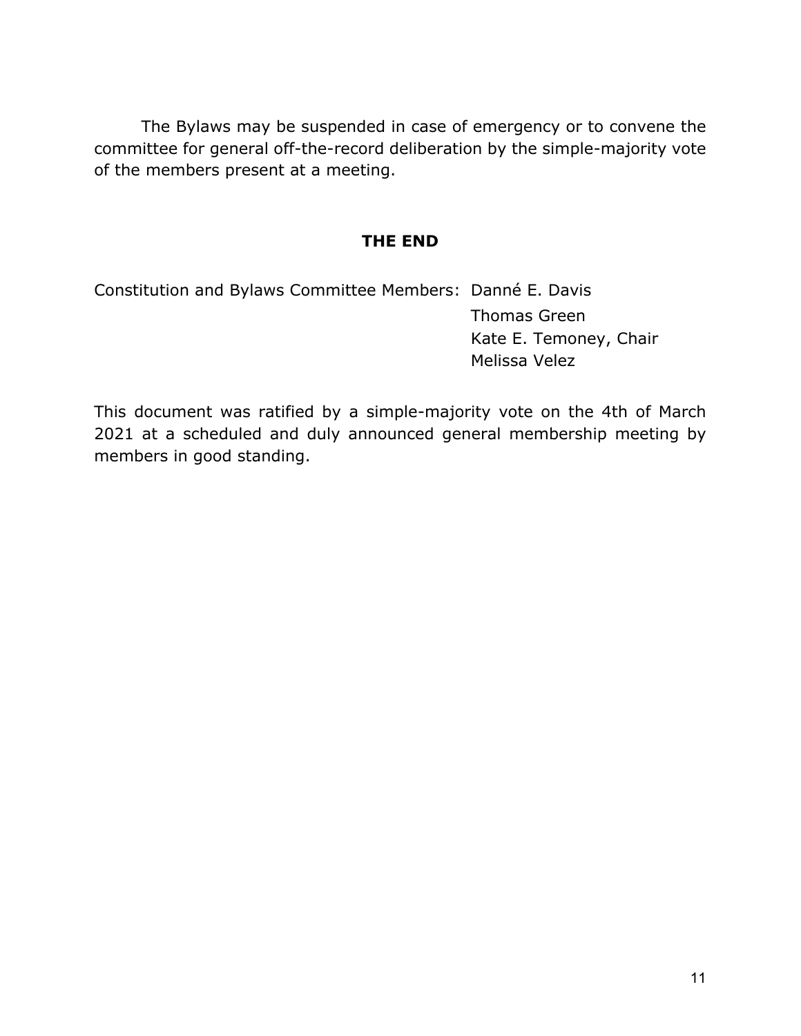The Bylaws may be suspended in case of emergency or to convene the committee for general off-the-record deliberation by the simple-majority vote of the members present at a meeting.

**THE END**

Constitution and Bylaws Committee Members: Danné E. Davis
Thomas Green
Kate E. Temoney, Chair
Melissa Velez

This document was ratified by a simple-majority vote on the 4th of March 2021 at a scheduled and duly announced general membership meeting by members in good standing.